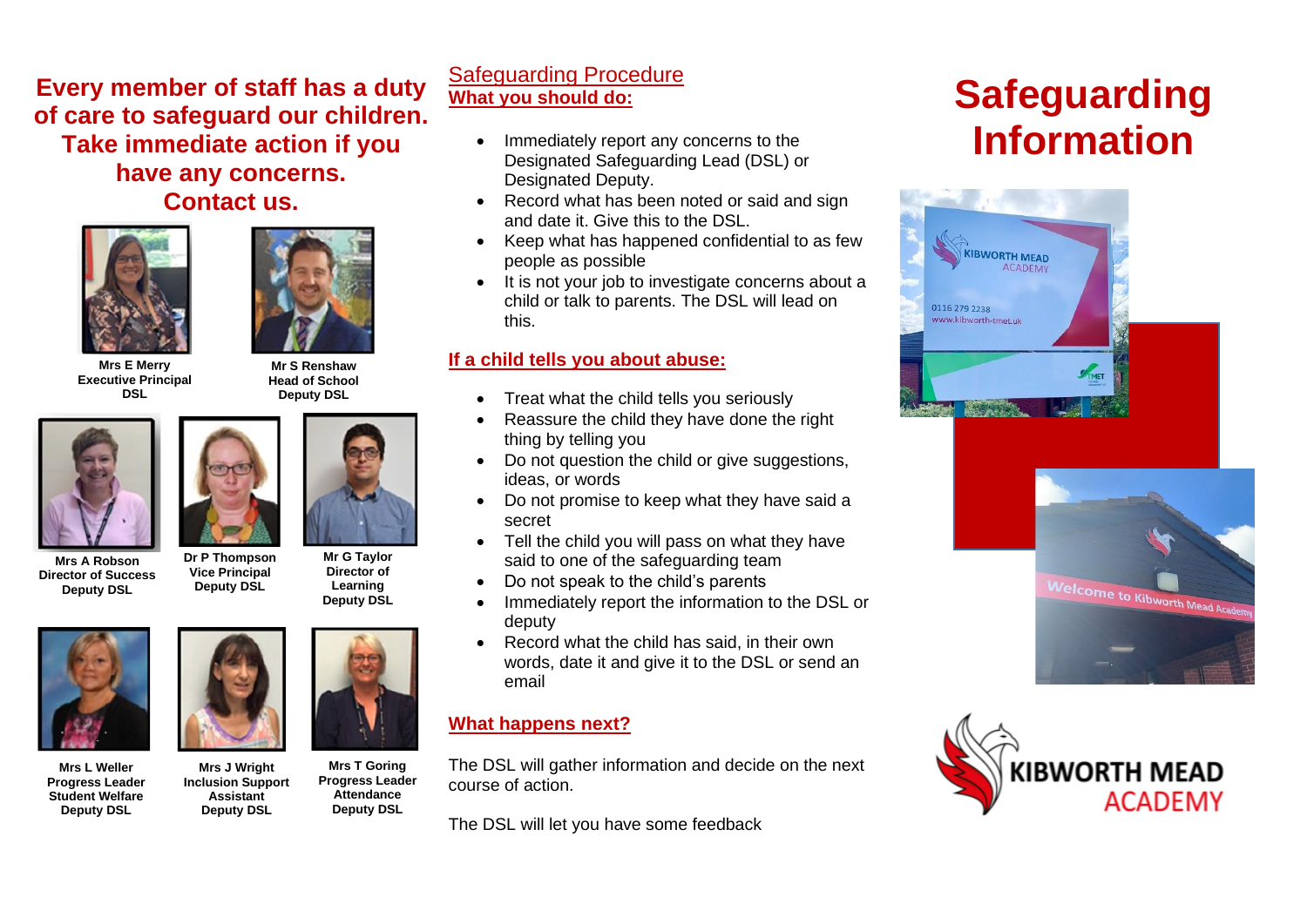**Every member of staff has a duty of care to safeguard our children. Take immediate action if you have any concerns. Contact us.**

**Mrs E Merry**
**Executive Principal**
**DSL**

**Mr S Renshaw**
**Head of School**
**Deputy DSL**

**Mrs A Robson**
**Director of Success**
**Deputy DSL**

**Dr P Thompson**
**Vice Principal**
**Deputy DSL**

**Mr G Taylor**
**Director of Learning**
**Deputy DSL**

**Mrs L Weller**
**Progress Leader Student Welfare**
**Deputy DSL**

**Mrs J Wright**
**Inclusion Support Assistant**
**Deputy DSL**

**Mrs T Goring**
**Progress Leader Attendance**
**Deputy DSL**

## Safeguarding Procedure

### What you should do:

- Immediately report any concerns to the Designated Safeguarding Lead (DSL) or Designated Deputy.
- Record what has been noted or said and sign and date it. Give this to the DSL.
- Keep what has happened confidential to as few people as possible
- It is not your job to investigate concerns about a child or talk to parents. The DSL will lead on this.

### If a child tells you about abuse:

- Treat what the child tells you seriously
- Reassure the child they have done the right thing by telling you
- Do not question the child or give suggestions, ideas, or words
- Do not promise to keep what they have said a secret
- Tell the child you will pass on what they have said to one of the safeguarding team
- Do not speak to the child's parents
- Immediately report the information to the DSL or deputy
- Record what the child has said, in their own words, date it and give it to the DSL or send an email

### What happens next?

The DSL will gather information and decide on the next course of action.

The DSL will let you have some feedback

# Safeguarding Information

KIBWORTH MEAD ACADEMY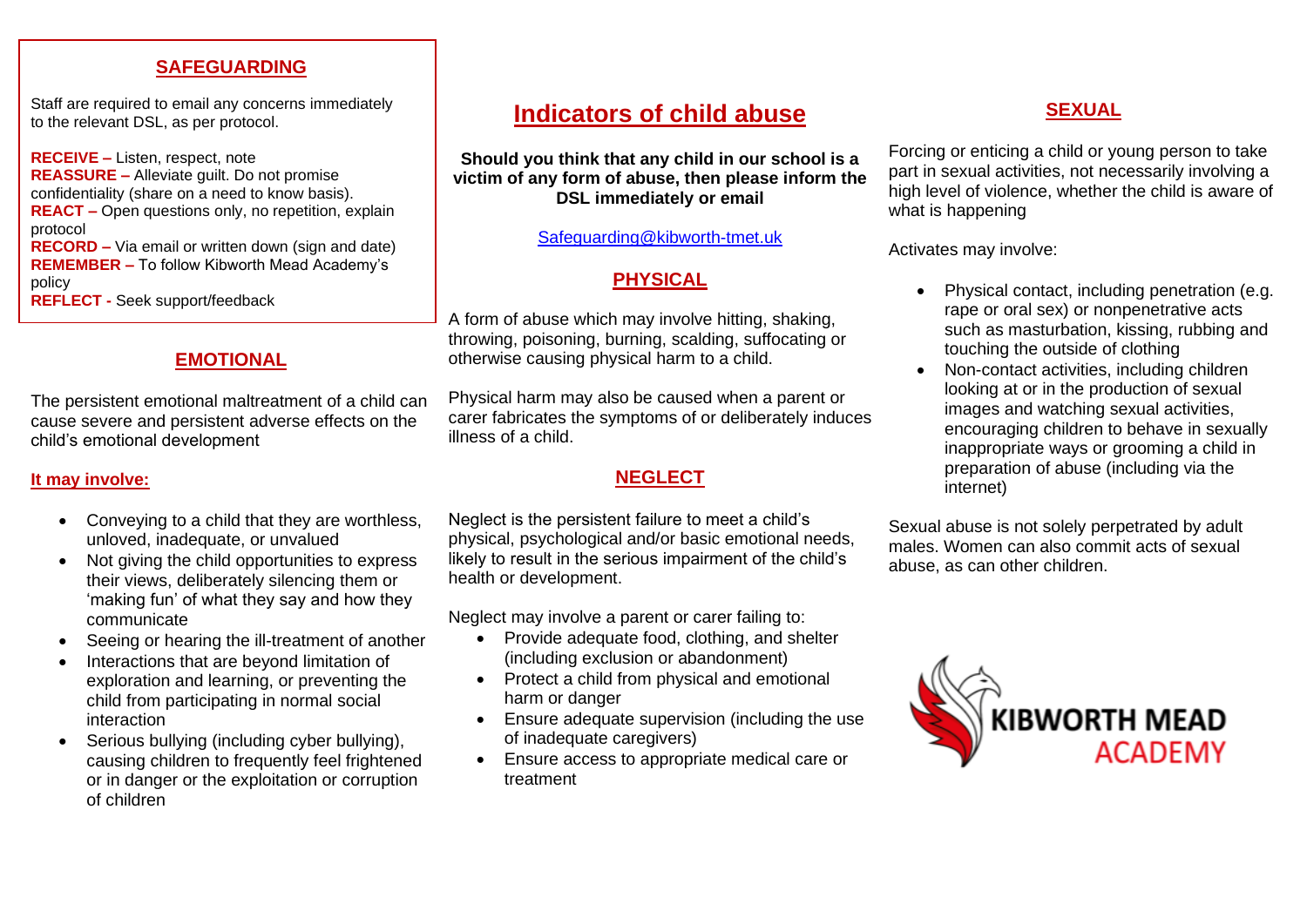## SAFEGUARDING

Staff are required to email any concerns immediately to the relevant DSL, as per protocol.

**RECEIVE –** Listen, respect, note
**REASSURE –** Alleviate guilt. Do not promise confidentiality (share on a need to know basis).
**REACT –** Open questions only, no repetition, explain protocol
**RECORD –** Via email or written down (sign and date)
**REMEMBER –** To follow Kibworth Mead Academy's policy
**REFLECT -** Seek support/feedback

## EMOTIONAL

The persistent emotional maltreatment of a child can cause severe and persistent adverse effects on the child's emotional development

**It may involve:**

- Conveying to a child that they are worthless, unloved, inadequate, or unvalued
- Not giving the child opportunities to express their views, deliberately silencing them or 'making fun' of what they say and how they communicate
- Seeing or hearing the ill-treatment of another
- Interactions that are beyond limitation of exploration and learning, or preventing the child from participating in normal social interaction
- Serious bullying (including cyber bullying), causing children to frequently feel frightened or in danger or the exploitation or corruption of children

# Indicators of child abuse

**Should you think that any child in our school is a victim of any form of abuse, then please inform the DSL immediately or email**

Safeguarding@kibworth-tmet.uk

## PHYSICAL

A form of abuse which may involve hitting, shaking, throwing, poisoning, burning, scalding, suffocating or otherwise causing physical harm to a child.

Physical harm may also be caused when a parent or carer fabricates the symptoms of or deliberately induces illness of a child.

## NEGLECT

Neglect is the persistent failure to meet a child's physical, psychological and/or basic emotional needs, likely to result in the serious impairment of the child's health or development.

Neglect may involve a parent or carer failing to:

- Provide adequate food, clothing, and shelter (including exclusion or abandonment)
- Protect a child from physical and emotional harm or danger
- Ensure adequate supervision (including the use of inadequate caregivers)
- Ensure access to appropriate medical care or treatment

## SEXUAL

Forcing or enticing a child or young person to take part in sexual activities, not necessarily involving a high level of violence, whether the child is aware of what is happening

Activates may involve:

- Physical contact, including penetration (e.g. rape or oral sex) or nonpenetrative acts such as masturbation, kissing, rubbing and touching the outside of clothing
- Non-contact activities, including children looking at or in the production of sexual images and watching sexual activities, encouraging children to behave in sexually inappropriate ways or grooming a child in preparation of abuse (including via the internet)

Sexual abuse is not solely perpetrated by adult males. Women can also commit acts of sexual abuse, as can other children.

KIBWORTH MEAD ACADEMY